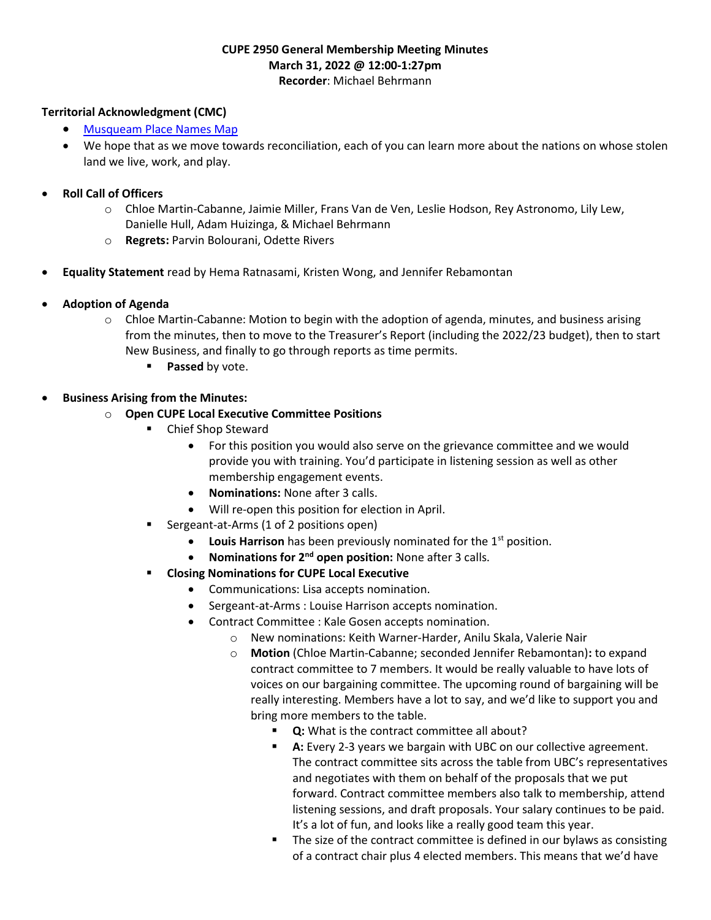**CUPE 2950 General Membership Meeting Minutes**
**March 31, 2022 @ 12:00-1:27pm**
**Recorder**: Michael Behrmann

**Territorial Acknowledgment (CMC)**

- [Musqueam Place Names Map]
- We hope that as we move towards reconciliation, each of you can learn more about the nations on whose stolen land we live, work, and play.

- **Roll Call of Officers**
  - Chloe Martin-Cabanne, Jaimie Miller, Frans Van de Ven, Leslie Hodson, Rey Astronomo, Lily Lew, Danielle Hull, Adam Huizinga, & Michael Behrmann
  - **Regrets:** Parvin Bolourani, Odette Rivers

- **Equality Statement** read by Hema Ratnasami, Kristen Wong, and Jennifer Rebamontan

- **Adoption of Agenda**
  - Chloe Martin-Cabanne: Motion to begin with the adoption of agenda, minutes, and business arising from the minutes, then to move to the Treasurer's Report (including the 2022/23 budget), then to start New Business, and finally to go through reports as time permits.
    - **Passed** by vote.

- **Business Arising from the Minutes:**
  - **Open CUPE Local Executive Committee Positions**
    - Chief Shop Steward
      - For this position you would also serve on the grievance committee and we would provide you with training. You'd participate in listening session as well as other membership engagement events.
      - **Nominations:** None after 3 calls.
      - Will re-open this position for election in April.
    - Sergeant-at-Arms (1 of 2 positions open)
      - **Louis Harrison** has been previously nominated for the 1st position.
      - **Nominations for 2nd open position:** None after 3 calls.
    - **Closing Nominations for CUPE Local Executive**
      - Communications: Lisa accepts nomination.
      - Sergeant-at-Arms : Louise Harrison accepts nomination.
      - Contract Committee : Kale Gosen accepts nomination.
        - New nominations: Keith Warner-Harder, Anilu Skala, Valerie Nair
        - **Motion** (Chloe Martin-Cabanne; seconded Jennifer Rebamontan)**:** to expand contract committee to 7 members. It would be really valuable to have lots of voices on our bargaining committee. The upcoming round of bargaining will be really interesting. Members have a lot to say, and we'd like to support you and bring more members to the table.
          - **Q:** What is the contract committee all about?
          - **A:** Every 2-3 years we bargain with UBC on our collective agreement. The contract committee sits across the table from UBC's representatives and negotiates with them on behalf of the proposals that we put forward. Contract committee members also talk to membership, attend listening sessions, and draft proposals. Your salary continues to be paid. It's a lot of fun, and looks like a really good team this year.
          - The size of the contract committee is defined in our bylaws as consisting of a contract chair plus 4 elected members. This means that we'd have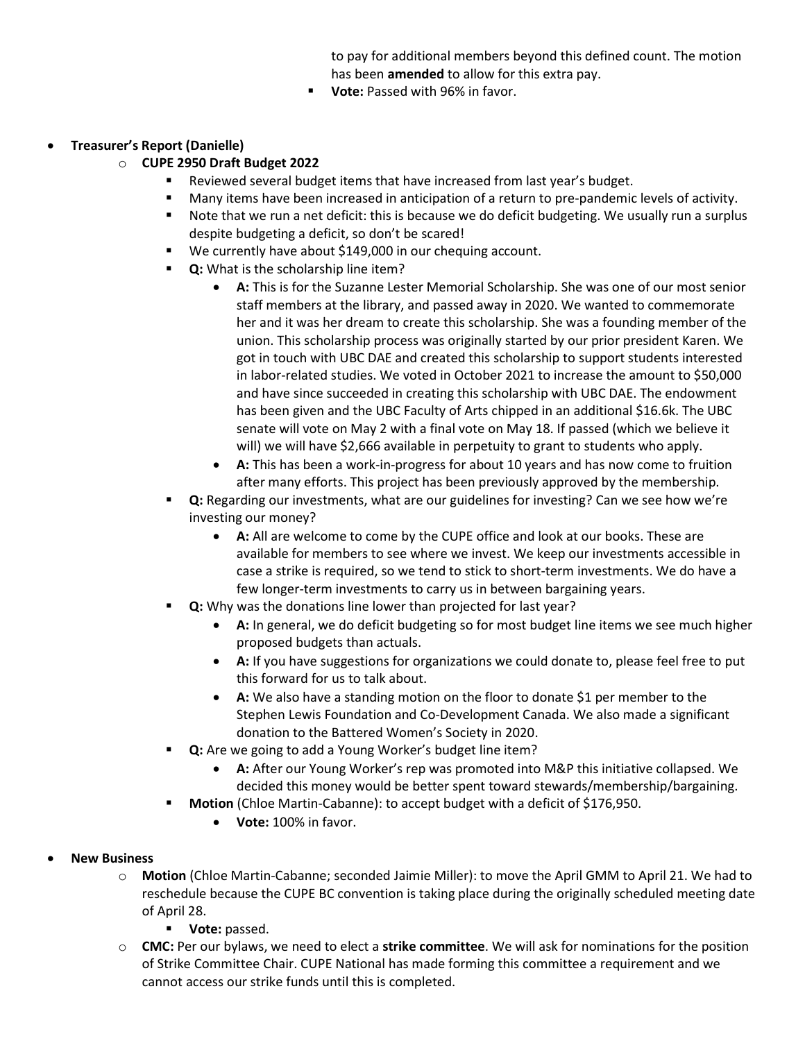to pay for additional members beyond this defined count. The motion has been **amended** to allow for this extra pay.
  - **Vote:** Passed with 96% in favor.

- **Treasurer's Report (Danielle)**
  - **CUPE 2950 Draft Budget 2022**
    - Reviewed several budget items that have increased from last year's budget.
    - Many items have been increased in anticipation of a return to pre-pandemic levels of activity.
    - Note that we run a net deficit: this is because we do deficit budgeting. We usually run a surplus despite budgeting a deficit, so don't be scared!
    - We currently have about $149,000 in our chequing account.
    - **Q:** What is the scholarship line item?
      - **A:** This is for the Suzanne Lester Memorial Scholarship. She was one of our most senior staff members at the library, and passed away in 2020. We wanted to commemorate her and it was her dream to create this scholarship. She was a founding member of the union. This scholarship process was originally started by our prior president Karen. We got in touch with UBC DAE and created this scholarship to support students interested in labor-related studies. We voted in October 2021 to increase the amount to $50,000 and have since succeeded in creating this scholarship with UBC DAE. The endowment has been given and the UBC Faculty of Arts chipped in an additional $16.6k. The UBC senate will vote on May 2 with a final vote on May 18. If passed (which we believe it will) we will have $2,666 available in perpetuity to grant to students who apply.
      - **A:** This has been a work-in-progress for about 10 years and has now come to fruition after many efforts. This project has been previously approved by the membership.
    - **Q:** Regarding our investments, what are our guidelines for investing? Can we see how we're investing our money?
      - **A:** All are welcome to come by the CUPE office and look at our books. These are available for members to see where we invest. We keep our investments accessible in case a strike is required, so we tend to stick to short-term investments. We do have a few longer-term investments to carry us in between bargaining years.
    - **Q:** Why was the donations line lower than projected for last year?
      - **A:** In general, we do deficit budgeting so for most budget line items we see much higher proposed budgets than actuals.
      - **A:** If you have suggestions for organizations we could donate to, please feel free to put this forward for us to talk about.
      - **A:** We also have a standing motion on the floor to donate $1 per member to the Stephen Lewis Foundation and Co-Development Canada. We also made a significant donation to the Battered Women's Society in 2020.
    - **Q:** Are we going to add a Young Worker's budget line item?
      - **A:** After our Young Worker's rep was promoted into M&P this initiative collapsed. We decided this money would be better spent toward stewards/membership/bargaining.
    - **Motion** (Chloe Martin-Cabanne): to accept budget with a deficit of $176,950.
      - **Vote:** 100% in favor.

- **New Business**
  - **Motion** (Chloe Martin-Cabanne; seconded Jaimie Miller): to move the April GMM to April 21. We had to reschedule because the CUPE BC convention is taking place during the originally scheduled meeting date of April 28.
    - **Vote:** passed.
  - **CMC:** Per our bylaws, we need to elect a **strike committee**. We will ask for nominations for the position of Strike Committee Chair. CUPE National has made forming this committee a requirement and we cannot access our strike funds until this is completed.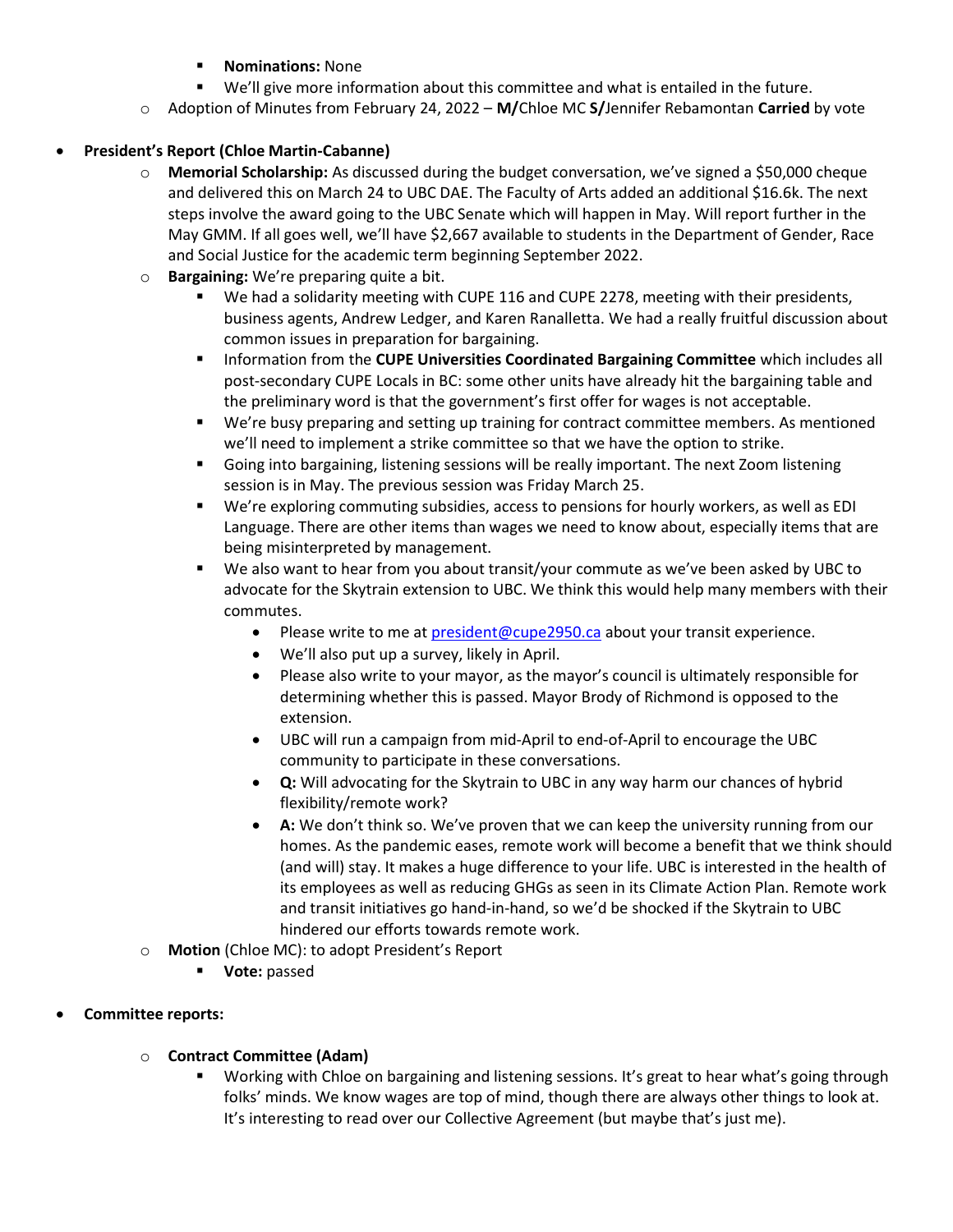- **Nominations:** None
        - We'll give more information about this committee and what is entailed in the future.
    - Adoption of Minutes from February 24, 2022 – **M/**Chloe MC **S/**Jennifer Rebamontan **Carried** by vote

- **President's Report (Chloe Martin-Cabanne)**
    - **Memorial Scholarship:** As discussed during the budget conversation, we've signed a $50,000 cheque and delivered this on March 24 to UBC DAE. The Faculty of Arts added an additional $16.6k. The next steps involve the award going to the UBC Senate which will happen in May. Will report further in the May GMM. If all goes well, we'll have $2,667 available to students in the Department of Gender, Race and Social Justice for the academic term beginning September 2022.
    - **Bargaining:** We're preparing quite a bit.
        - We had a solidarity meeting with CUPE 116 and CUPE 2278, meeting with their presidents, business agents, Andrew Ledger, and Karen Ranalletta. We had a really fruitful discussion about common issues in preparation for bargaining.
        - Information from the **CUPE Universities Coordinated Bargaining Committee** which includes all post-secondary CUPE Locals in BC: some other units have already hit the bargaining table and the preliminary word is that the government's first offer for wages is not acceptable.
        - We're busy preparing and setting up training for contract committee members. As mentioned we'll need to implement a strike committee so that we have the option to strike.
        - Going into bargaining, listening sessions will be really important. The next Zoom listening session is in May. The previous session was Friday March 25.
        - We're exploring commuting subsidies, access to pensions for hourly workers, as well as EDI Language. There are other items than wages we need to know about, especially items that are being misinterpreted by management.
        - We also want to hear from you about transit/your commute as we've been asked by UBC to advocate for the Skytrain extension to UBC. We think this would help many members with their commutes.
            - Please write to me at president@cupe2950.ca about your transit experience.
            - We'll also put up a survey, likely in April.
            - Please also write to your mayor, as the mayor's council is ultimately responsible for determining whether this is passed. Mayor Brody of Richmond is opposed to the extension.
            - UBC will run a campaign from mid-April to end-of-April to encourage the UBC community to participate in these conversations.
            - **Q:** Will advocating for the Skytrain to UBC in any way harm our chances of hybrid flexibility/remote work?
            - **A:** We don't think so. We've proven that we can keep the university running from our homes. As the pandemic eases, remote work will become a benefit that we think should (and will) stay. It makes a huge difference to your life. UBC is interested in the health of its employees as well as reducing GHGs as seen in its Climate Action Plan. Remote work and transit initiatives go hand-in-hand, so we'd be shocked if the Skytrain to UBC hindered our efforts towards remote work.
    - **Motion** (Chloe MC): to adopt President's Report
        - **Vote:** passed

- **Committee reports:**
    - **Contract Committee (Adam)**
        - Working with Chloe on bargaining and listening sessions. It's great to hear what's going through folks' minds. We know wages are top of mind, though there are always other things to look at. It's interesting to read over our Collective Agreement (but maybe that's just me).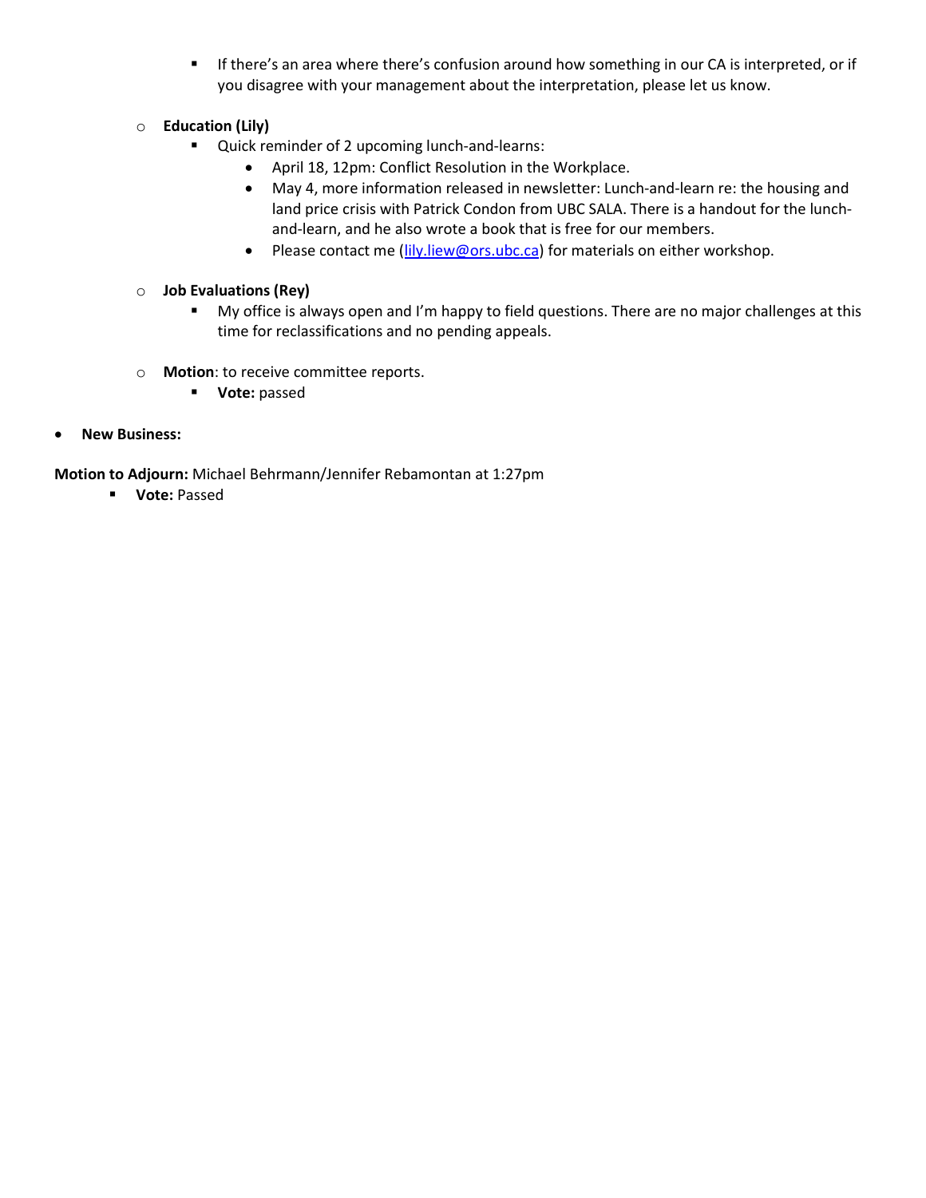- If there's an area where there's confusion around how something in our CA is interpreted, or if you disagree with your management about the interpretation, please let us know.

    - **Education (Lily)**
        - Quick reminder of 2 upcoming lunch-and-learns:
            - April 18, 12pm: Conflict Resolution in the Workplace.
            - May 4, more information released in newsletter: Lunch-and-learn re: the housing and land price crisis with Patrick Condon from UBC SALA. There is a handout for the lunch-and-learn, and he also wrote a book that is free for our members.
            - Please contact me (lily.liew@ors.ubc.ca) for materials on either workshop.

    - **Job Evaluations (Rey)**
        - My office is always open and I'm happy to field questions. There are no major challenges at this time for reclassifications and no pending appeals.

    - **Motion**: to receive committee reports.
        - **Vote:** passed

- **New Business:**

**Motion to Adjourn:** Michael Behrmann/Jennifer Rebamontan at 1:27pm

- **Vote:** Passed